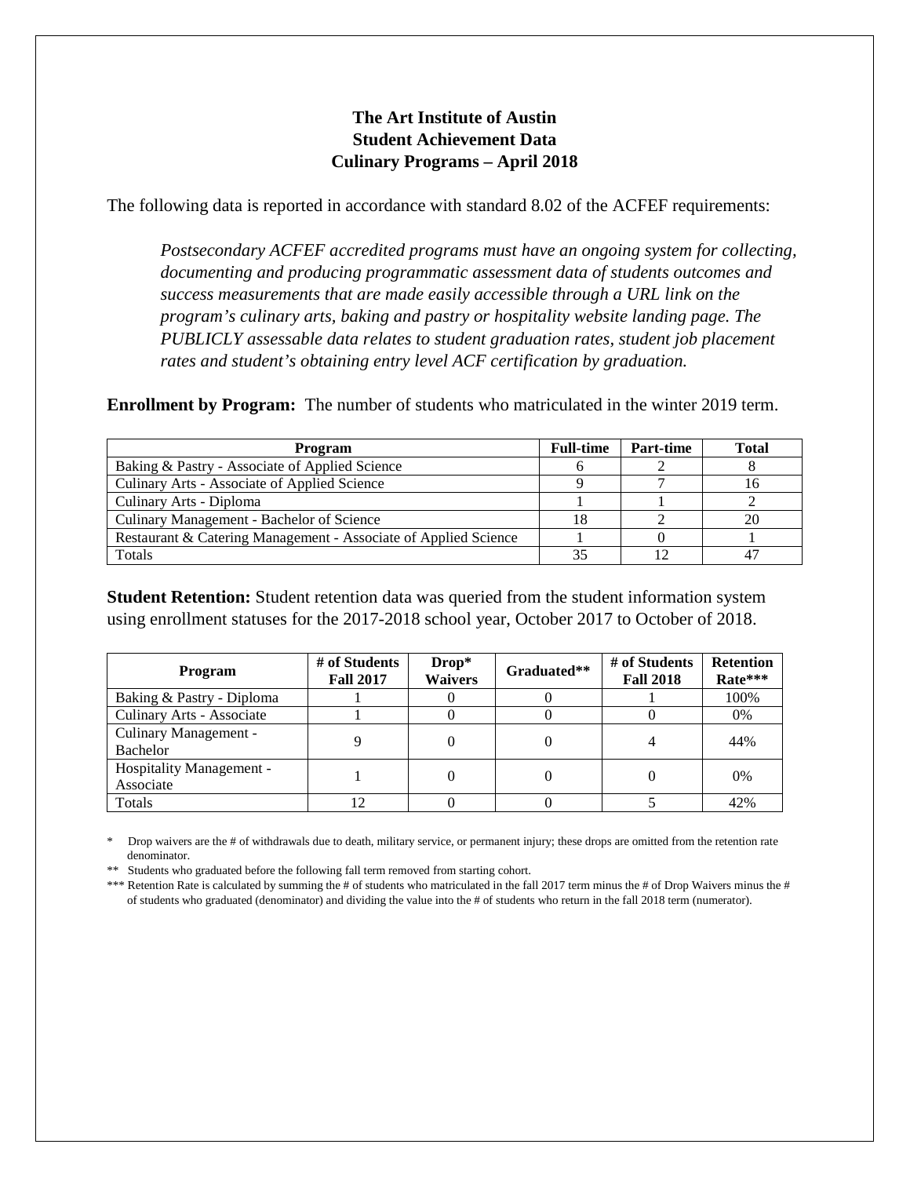# The Art Institute of Austin
## Student Achievement Data
## Culinary Programs – April 2018

The following data is reported in accordance with standard 8.02 of the ACFEF requirements:

> *Postsecondary ACFEF accredited programs must have an ongoing system for collecting, documenting and producing programmatic assessment data of students outcomes and success measurements that are made easily accessible through a URL link on the program's culinary arts, baking and pastry or hospitality website landing page. The PUBLICLY assessable data relates to student graduation rates, student job placement rates and student's obtaining entry level ACF certification by graduation.*

**Enrollment by Program:** The number of students who matriculated in the winter 2019 term.

| Program | Full-time | Part-time | Total |
|---|---|---|---|
| Baking & Pastry - Associate of Applied Science | 6 | 2 | 8 |
| Culinary Arts - Associate of Applied Science | 9 | 7 | 16 |
| Culinary Arts - Diploma | 1 | 1 | 2 |
| Culinary Management - Bachelor of Science | 18 | 2 | 20 |
| Restaurant & Catering Management - Associate of Applied Science | 1 | 0 | 1 |
| Totals | 35 | 12 | 47 |

**Student Retention:** Student retention data was queried from the student information system using enrollment statuses for the 2017-2018 school year, October 2017 to October of 2018.

| Program | # of Students Fall 2017 | Drop* Waivers | Graduated** | # of Students Fall 2018 | Retention Rate*** |
|---|---|---|---|---|---|
| Baking & Pastry - Diploma | 1 | 0 | 0 | 1 | 100% |
| Culinary Arts - Associate | 1 | 0 | 0 | 0 | 0% |
| Culinary Management - Bachelor | 9 | 0 | 0 | 4 | 44% |
| Hospitality Management - Associate | 1 | 0 | 0 | 0 | 0% |
| Totals | 12 | 0 | 0 | 5 | 42% |

\* Drop waivers are the # of withdrawals due to death, military service, or permanent injury; these drops are omitted from the retention rate denominator.

** Students who graduated before the following fall term removed from starting cohort.

*** Retention Rate is calculated by summing the # of students who matriculated in the fall 2017 term minus the # of Drop Waivers minus the # of students who graduated (denominator) and dividing the value into the # of students who return in the fall 2018 term (numerator).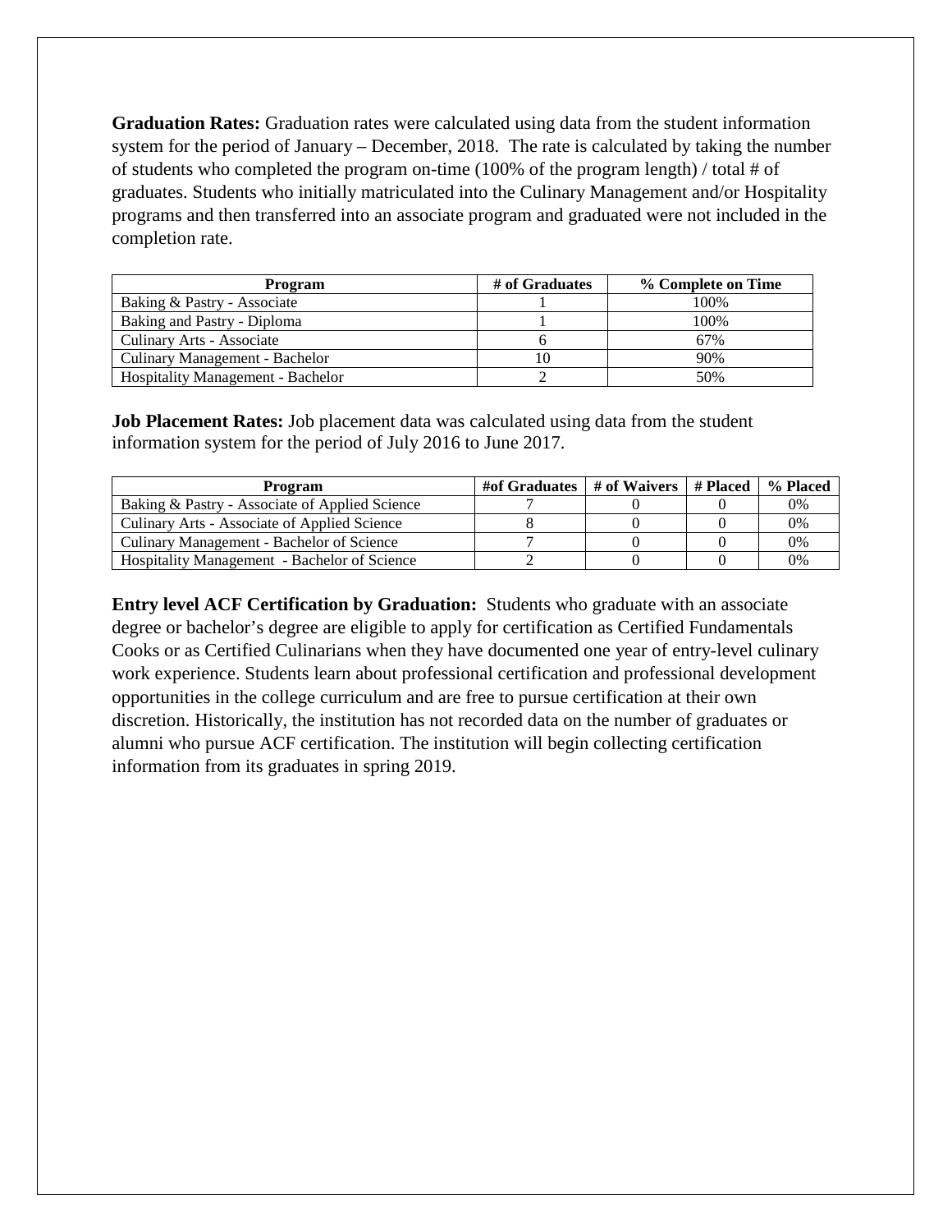**Graduation Rates:** Graduation rates were calculated using data from the student information system for the period of January – December, 2018. The rate is calculated by taking the number of students who completed the program on-time (100% of the program length) / total # of graduates. Students who initially matriculated into the Culinary Management and/or Hospitality programs and then transferred into an associate program and graduated were not included in the completion rate.

| Program | # of Graduates | % Complete on Time |
|---|---|---|
| Baking & Pastry - Associate | 1 | 100% |
| Baking and Pastry - Diploma | 1 | 100% |
| Culinary Arts - Associate | 6 | 67% |
| Culinary Management - Bachelor | 10 | 90% |
| Hospitality Management - Bachelor | 2 | 50% |

**Job Placement Rates:** Job placement data was calculated using data from the student information system for the period of July 2016 to June 2017.

| Program | #of Graduates | # of Waivers | # Placed | % Placed |
|---|---|---|---|---|
| Baking & Pastry - Associate of Applied Science | 7 | 0 | 0 | 0% |
| Culinary Arts - Associate of Applied Science | 8 | 0 | 0 | 0% |
| Culinary Management - Bachelor of Science | 7 | 0 | 0 | 0% |
| Hospitality Management - Bachelor of Science | 2 | 0 | 0 | 0% |

**Entry level ACF Certification by Graduation:** Students who graduate with an associate degree or bachelor's degree are eligible to apply for certification as Certified Fundamentals Cooks or as Certified Culinarians when they have documented one year of entry-level culinary work experience. Students learn about professional certification and professional development opportunities in the college curriculum and are free to pursue certification at their own discretion. Historically, the institution has not recorded data on the number of graduates or alumni who pursue ACF certification. The institution will begin collecting certification information from its graduates in spring 2019.